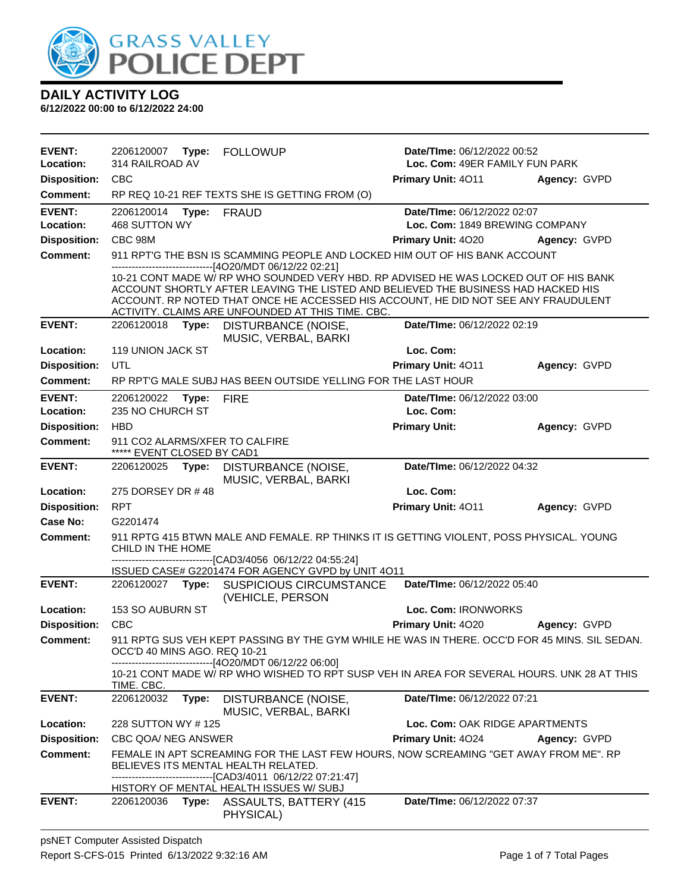# DAILY ACTIVITY LOG

**6/12/2022 00:00 to 6/12/2022 24:00**

| | | | | |
|---|---|---|---|---|
| **EVENT:** | 2206120007 **Type:** FOLLOWUP | **Date/TIme:** 06/12/2022 00:52 | | |
| **Location:** | 314 RAILROAD AV | **Loc. Com:** 49ER FAMILY FUN PARK | | |
| **Disposition:** | CBC | **Primary Unit:** 4O11 | **Agency:** GVPD | |
| **Comment:** | RP REQ 10-21 REF TEXTS SHE IS GETTING FROM (O) | | | |

| | | | | |
|---|---|---|---|---|
| **EVENT:** | 2206120014 **Type:** FRAUD | **Date/TIme:** 06/12/2022 02:07 | | |
| **Location:** | 468 SUTTON WY | **Loc. Com:** 1849 BREWING COMPANY | | |
| **Disposition:** | CBC 98M | **Primary Unit:** 4O20 | **Agency:** GVPD | |
| **Comment:** | 911 RPT'G THE BSN IS SCAMMING PEOPLE AND LOCKED HIM OUT OF HIS BANK ACCOUNT<br>-------------------------------[4O20/MDT 06/12/22 02:21]<br>10-21 CONT MADE W/ RP WHO SOUNDED VERY HBD. RP ADVISED HE WAS LOCKED OUT OF HIS BANK ACCOUNT SHORTLY AFTER LEAVING THE LISTED AND BELIEVED THE BUSINESS HAD HACKED HIS ACCOUNT. RP NOTED THAT ONCE HE ACCESSED HIS ACCOUNT, HE DID NOT SEE ANY FRAUDULENT ACTIVITY. CLAIMS ARE UNFOUNDED AT THIS TIME. CBC. | | | |

| | | | | |
|---|---|---|---|---|
| **EVENT:** | 2206120018 **Type:** DISTURBANCE (NOISE, MUSIC, VERBAL, BARKI | **Date/TIme:** 06/12/2022 02:19 | | |
| **Location:** | 119 UNION JACK ST | **Loc. Com:** | | |
| **Disposition:** | UTL | **Primary Unit:** 4O11 | **Agency:** GVPD | |
| **Comment:** | RP RPT'G MALE SUBJ HAS BEEN OUTSIDE YELLING FOR THE LAST HOUR | | | |

| | | | | |
|---|---|---|---|---|
| **EVENT:** | 2206120022 **Type:** FIRE | **Date/TIme:** 06/12/2022 03:00 | | |
| **Location:** | 235 NO CHURCH ST | **Loc. Com:** | | |
| **Disposition:** | HBD | **Primary Unit:** | **Agency:** GVPD | |
| **Comment:** | 911 CO2 ALARMS/XFER TO CALFIRE<br>***** EVENT CLOSED BY CAD1 | | | |

| | | | | |
|---|---|---|---|---|
| **EVENT:** | 2206120025 **Type:** DISTURBANCE (NOISE, MUSIC, VERBAL, BARKI | **Date/TIme:** 06/12/2022 04:32 | | |
| **Location:** | 275 DORSEY DR # 48 | **Loc. Com:** | | |
| **Disposition:** | RPT | **Primary Unit:** 4O11 | **Agency:** GVPD | |
| **Case No:** | G2201474 | | | |
| **Comment:** | 911 RPTG 415 BTWN MALE AND FEMALE. RP THINKS IT IS GETTING VIOLENT, POSS PHYSICAL. YOUNG CHILD IN THE HOME<br>-------------------------------[CAD3/4056 06/12/22 04:55:24]<br>ISSUED CASE# G2201474 FOR AGENCY GVPD by UNIT 4O11 | | | |

| | | | | |
|---|---|---|---|---|
| **EVENT:** | 2206120027 **Type:** SUSPICIOUS CIRCUMSTANCE (VEHICLE, PERSON | **Date/TIme:** 06/12/2022 05:40 | | |
| **Location:** | 153 SO AUBURN ST | **Loc. Com:** IRONWORKS | | |
| **Disposition:** | CBC | **Primary Unit:** 4O20 | **Agency:** GVPD | |
| **Comment:** | 911 RPTG SUS VEH KEPT PASSING BY THE GYM WHILE HE WAS IN THERE. OCC'D FOR 45 MINS. SIL SEDAN. OCC'D 40 MINS AGO. REQ 10-21<br>-------------------------------[4O20/MDT 06/12/22 06:00]<br>10-21 CONT MADE W/ RP WHO WISHED TO RPT SUSP VEH IN AREA FOR SEVERAL HOURS. UNK 28 AT THIS TIME. CBC. | | | |

| | | | | |
|---|---|---|---|---|
| **EVENT:** | 2206120032 **Type:** DISTURBANCE (NOISE, MUSIC, VERBAL, BARKI | **Date/TIme:** 06/12/2022 07:21 | | |
| **Location:** | 228 SUTTON WY # 125 | **Loc. Com:** OAK RIDGE APARTMENTS | | |
| **Disposition:** | CBC QOA/ NEG ANSWER | **Primary Unit:** 4O24 | **Agency:** GVPD | |
| **Comment:** | FEMALE IN APT SCREAMING FOR THE LAST FEW HOURS, NOW SCREAMING "GET AWAY FROM ME". RP BELIEVES ITS MENTAL HEALTH RELATED.<br>-------------------------------[CAD3/4011 06/12/22 07:21:47]<br>HISTORY OF MENTAL HEALTH ISSUES W/ SUBJ | | | |

| | | | | |
|---|---|---|---|---|
| **EVENT:** | 2206120036 **Type:** ASSAULTS, BATTERY (415 PHYSICAL) | **Date/TIme:** 06/12/2022 07:37 | | |

psNET Computer Assisted Dispatch
Report S-CFS-015 Printed 6/13/2022 9:32:16 AM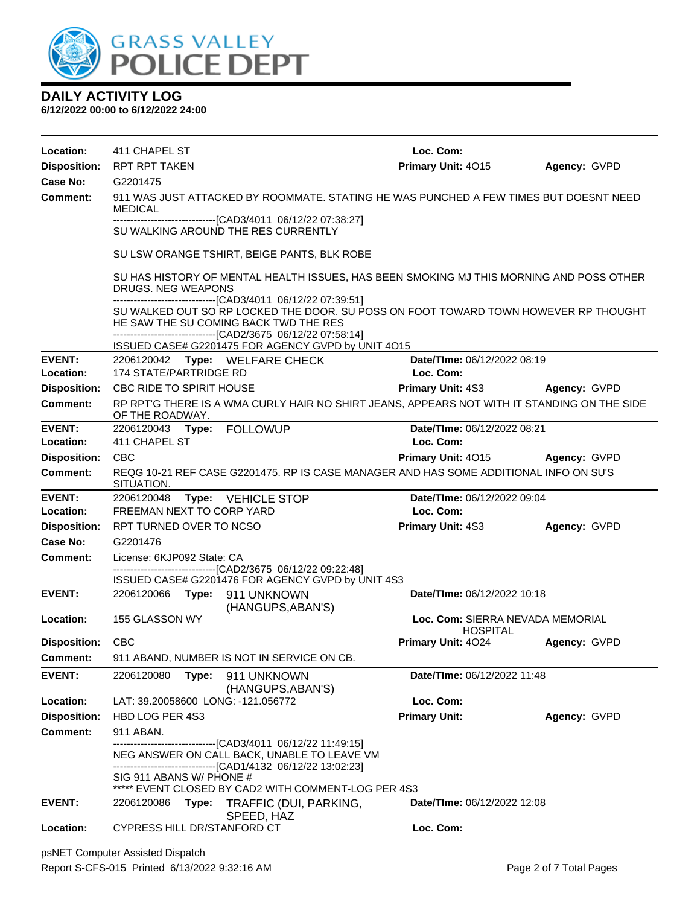# DAILY ACTIVITY LOG

**6/12/2022 00:00 to 6/12/2022 24:00**

**Location:** 411 CHAPEL ST | **Loc. Com:**
**Disposition:** RPT RPT TAKEN | **Primary Unit:** 4O15 | **Agency:** GVPD
**Case No:** G2201475
**Comment:** 911 WAS JUST ATTACKED BY ROOMMATE. STATING HE WAS PUNCHED A FEW TIMES BUT DOESNT NEED MEDICAL
------------------------------[CAD3/4011 06/12/22 07:38:27]
SU WALKING AROUND THE RES CURRENTLY

SU LSW ORANGE TSHIRT, BEIGE PANTS, BLK ROBE

SU HAS HISTORY OF MENTAL HEALTH ISSUES, HAS BEEN SMOKING MJ THIS MORNING AND POSS OTHER DRUGS. NEG WEAPONS
------------------------------[CAD3/4011 06/12/22 07:39:51]
SU WALKED OUT SO RP LOCKED THE DOOR. SU POSS ON FOOT TOWARD TOWN HOWEVER RP THOUGHT HE SAW THE SU COMING BACK TWD THE RES
------------------------------[CAD2/3675 06/12/22 07:58:14]
ISSUED CASE# G2201475 FOR AGENCY GVPD by UNIT 4O15

---

**EVENT:** 2206120042 **Type:** WELFARE CHECK | **Date/TIme:** 06/12/2022 08:19
**Location:** 174 STATE/PARTRIDGE RD | **Loc. Com:**
**Disposition:** CBC RIDE TO SPIRIT HOUSE | **Primary Unit:** 4S3 | **Agency:** GVPD
**Comment:** RP RPT'G THERE IS A WMA CURLY HAIR NO SHIRT JEANS, APPEARS NOT WITH IT STANDING ON THE SIDE OF THE ROADWAY.

---

**EVENT:** 2206120043 **Type:** FOLLOWUP | **Date/TIme:** 06/12/2022 08:21
**Location:** 411 CHAPEL ST | **Loc. Com:**
**Disposition:** CBC | **Primary Unit:** 4O15 | **Agency:** GVPD
**Comment:** REQG 10-21 REF CASE G2201475. RP IS CASE MANAGER AND HAS SOME ADDITIONAL INFO ON SU'S SITUATION.

---

**EVENT:** 2206120048 **Type:** VEHICLE STOP | **Date/TIme:** 06/12/2022 09:04
**Location:** FREEMAN NEXT TO CORP YARD | **Loc. Com:**
**Disposition:** RPT TURNED OVER TO NCSO | **Primary Unit:** 4S3 | **Agency:** GVPD
**Case No:** G2201476
**Comment:** License: 6KJP092 State: CA
------------------------------[CAD2/3675 06/12/22 09:22:48]
ISSUED CASE# G2201476 FOR AGENCY GVPD by UNIT 4S3

---

**EVENT:** 2206120066 **Type:** 911 UNKNOWN (HANGUPS,ABAN'S) | **Date/TIme:** 06/12/2022 10:18
**Location:** 155 GLASSON WY | **Loc. Com:** SIERRA NEVADA MEMORIAL HOSPITAL
**Disposition:** CBC | **Primary Unit:** 4O24 | **Agency:** GVPD
**Comment:** 911 ABAND, NUMBER IS NOT IN SERVICE ON CB.

---

**EVENT:** 2206120080 **Type:** 911 UNKNOWN (HANGUPS,ABAN'S) | **Date/TIme:** 06/12/2022 11:48
**Location:** LAT: 39.20058600 LONG: -121.056772 | **Loc. Com:**
**Disposition:** HBD LOG PER 4S3 | **Primary Unit:** | **Agency:** GVPD
**Comment:** 911 ABAN.
------------------------------[CAD3/4011 06/12/22 11:49:15]
NEG ANSWER ON CALL BACK, UNABLE TO LEAVE VM
------------------------------[CAD1/4132 06/12/22 13:02:23]
SIG 911 ABANS W/ PHONE #
***** EVENT CLOSED BY CAD2 WITH COMMENT-LOG PER 4S3

---

**EVENT:** 2206120086 **Type:** TRAFFIC (DUI, PARKING, SPEED, HAZ | **Date/TIme:** 06/12/2022 12:08
**Location:** CYPRESS HILL DR/STANFORD CT | **Loc. Com:**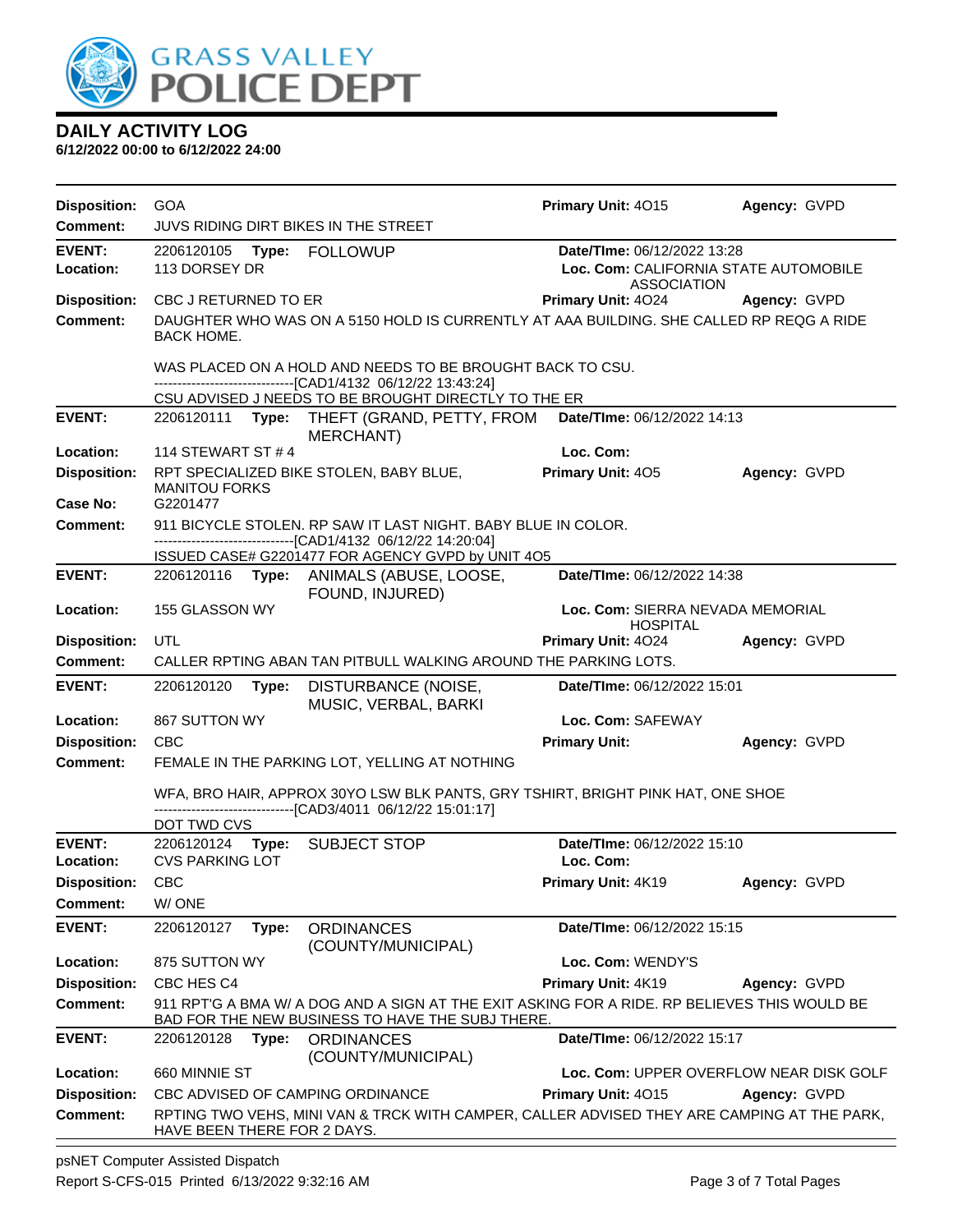# DAILY ACTIVITY LOG

**6/12/2022 00:00 to 6/12/2022 24:00**

**Disposition:** GOA | **Primary Unit:** 4O15 | **Agency:** GVPD
**Comment:** JUVS RIDING DIRT BIKES IN THE STREET

---

**EVENT:** 2206120105 **Type:** FOLLOWUP **Date/TIme:** 06/12/2022 13:28
**Location:** 113 DORSEY DR **Loc. Com:** CALIFORNIA STATE AUTOMOBILE ASSOCIATION
**Disposition:** CBC J RETURNED TO ER **Primary Unit:** 4O24 **Agency:** GVPD
**Comment:** DAUGHTER WHO WAS ON A 5150 HOLD IS CURRENTLY AT AAA BUILDING. SHE CALLED RP REQG A RIDE BACK HOME.

WAS PLACED ON A HOLD AND NEEDS TO BE BROUGHT BACK TO CSU.
------------------------------[CAD1/4132 06/12/22 13:43:24]
CSU ADVISED J NEEDS TO BE BROUGHT DIRECTLY TO THE ER

---

**EVENT:** 2206120111 **Type:** THEFT (GRAND, PETTY, FROM MERCHANT) **Date/TIme:** 06/12/2022 14:13
**Location:** 114 STEWART ST # 4 **Loc. Com:**
**Disposition:** RPT SPECIALIZED BIKE STOLEN, BABY BLUE, MANITOU FORKS **Primary Unit:** 4O5 **Agency:** GVPD
**Case No:** G2201477
**Comment:** 911 BICYCLE STOLEN. RP SAW IT LAST NIGHT. BABY BLUE IN COLOR.
------------------------------[CAD1/4132 06/12/22 14:20:04]
ISSUED CASE# G2201477 FOR AGENCY GVPD by UNIT 4O5

---

**EVENT:** 2206120116 **Type:** ANIMALS (ABUSE, LOOSE, FOUND, INJURED) **Date/TIme:** 06/12/2022 14:38
**Location:** 155 GLASSON WY **Loc. Com:** SIERRA NEVADA MEMORIAL HOSPITAL
**Disposition:** UTL **Primary Unit:** 4O24 **Agency:** GVPD
**Comment:** CALLER RPTING ABAN TAN PITBULL WALKING AROUND THE PARKING LOTS.

---

**EVENT:** 2206120120 **Type:** DISTURBANCE (NOISE, MUSIC, VERBAL, BARKI **Date/TIme:** 06/12/2022 15:01
**Location:** 867 SUTTON WY **Loc. Com:** SAFEWAY
**Disposition:** CBC **Primary Unit:** **Agency:** GVPD
**Comment:** FEMALE IN THE PARKING LOT, YELLING AT NOTHING

WFA, BRO HAIR, APPROX 30YO LSW BLK PANTS, GRY TSHIRT, BRIGHT PINK HAT, ONE SHOE
------------------------------[CAD3/4011 06/12/22 15:01:17]
DOT TWD CVS

---

**EVENT:** 2206120124 **Type:** SUBJECT STOP **Date/TIme:** 06/12/2022 15:10
**Location:** CVS PARKING LOT **Loc. Com:**
**Disposition:** CBC **Primary Unit:** 4K19 **Agency:** GVPD
**Comment:** W/ ONE

---

**EVENT:** 2206120127 **Type:** ORDINANCES (COUNTY/MUNICIPAL) **Date/TIme:** 06/12/2022 15:15
**Location:** 875 SUTTON WY **Loc. Com:** WENDY'S
**Disposition:** CBC HES C4 **Primary Unit:** 4K19 **Agency:** GVPD
**Comment:** 911 RPT'G A BMA W/ A DOG AND A SIGN AT THE EXIT ASKING FOR A RIDE. RP BELIEVES THIS WOULD BE BAD FOR THE NEW BUSINESS TO HAVE THE SUBJ THERE.

---

**EVENT:** 2206120128 **Type:** ORDINANCES (COUNTY/MUNICIPAL) **Date/TIme:** 06/12/2022 15:17
**Location:** 660 MINNIE ST **Loc. Com:** UPPER OVERFLOW NEAR DISK GOLF
**Disposition:** CBC ADVISED OF CAMPING ORDINANCE **Primary Unit:** 4O15 **Agency:** GVPD
**Comment:** RPTING TWO VEHS, MINI VAN & TRCK WITH CAMPER, CALLER ADVISED THEY ARE CAMPING AT THE PARK, HAVE BEEN THERE FOR 2 DAYS.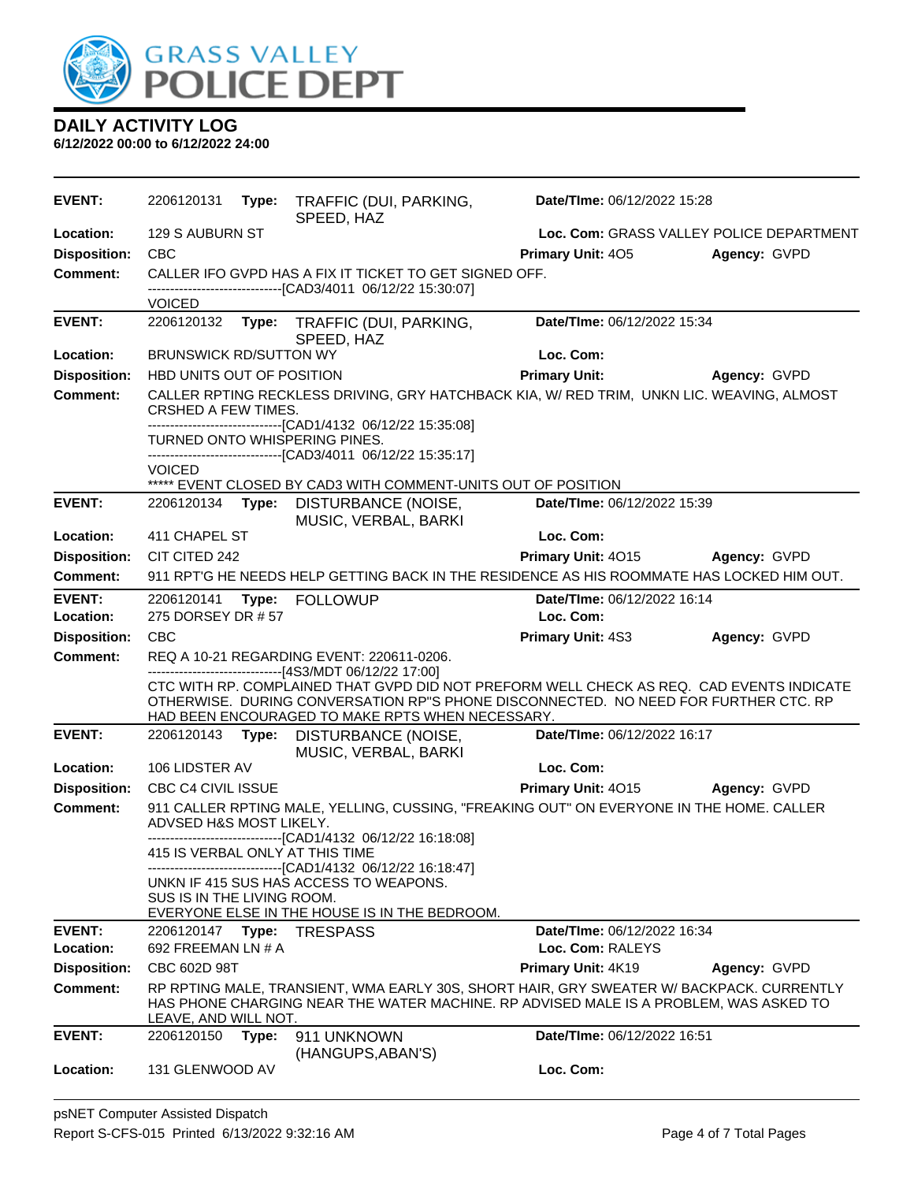# DAILY ACTIVITY LOG

**6/12/2022 00:00 to 6/12/2022 24:00**

---

**EVENT:** 2206120131 **Type:** TRAFFIC (DUI, PARKING, SPEED, HAZ **Date/TIme:** 06/12/2022 15:28
**Location:** 129 S AUBURN ST **Loc. Com:** GRASS VALLEY POLICE DEPARTMENT
**Disposition:** CBC **Primary Unit:** 4O5 **Agency:** GVPD
**Comment:** CALLER IFO GVPD HAS A FIX IT TICKET TO GET SIGNED OFF.
------------------------------[CAD3/4011 06/12/22 15:30:07]
VOICED

---

**EVENT:** 2206120132 **Type:** TRAFFIC (DUI, PARKING, SPEED, HAZ **Date/TIme:** 06/12/2022 15:34
**Location:** BRUNSWICK RD/SUTTON WY **Loc. Com:**
**Disposition:** HBD UNITS OUT OF POSITION **Primary Unit:** **Agency:** GVPD
**Comment:** CALLER RPTING RECKLESS DRIVING, GRY HATCHBACK KIA, W/ RED TRIM, UNKN LIC. WEAVING, ALMOST CRSHED A FEW TIMES.
------------------------------[CAD1/4132 06/12/22 15:35:08]
TURNED ONTO WHISPERING PINES.
------------------------------[CAD3/4011 06/12/22 15:35:17]
VOICED
***** EVENT CLOSED BY CAD3 WITH COMMENT-UNITS OUT OF POSITION

---

**EVENT:** 2206120134 **Type:** DISTURBANCE (NOISE, MUSIC, VERBAL, BARKI **Date/TIme:** 06/12/2022 15:39
**Location:** 411 CHAPEL ST **Loc. Com:**
**Disposition:** CIT CITED 242 **Primary Unit:** 4O15 **Agency:** GVPD
**Comment:** 911 RPT'G HE NEEDS HELP GETTING BACK IN THE RESIDENCE AS HIS ROOMMATE HAS LOCKED HIM OUT.

---

**EVENT:** 2206120141 **Type:** FOLLOWUP **Date/TIme:** 06/12/2022 16:14
**Location:** 275 DORSEY DR # 57 **Loc. Com:**
**Disposition:** CBC **Primary Unit:** 4S3 **Agency:** GVPD
**Comment:** REQ A 10-21 REGARDING EVENT: 220611-0206.
------------------------------[4S3/MDT 06/12/22 17:00]
CTC WITH RP. COMPLAINED THAT GVPD DID NOT PREFORM WELL CHECK AS REQ. CAD EVENTS INDICATE OTHERWISE. DURING CONVERSATION RP"S PHONE DISCONNECTED. NO NEED FOR FURTHER CTC. RP HAD BEEN ENCOURAGED TO MAKE RPTS WHEN NECESSARY.

---

**EVENT:** 2206120143 **Type:** DISTURBANCE (NOISE, MUSIC, VERBAL, BARKI **Date/TIme:** 06/12/2022 16:17
**Location:** 106 LIDSTER AV **Loc. Com:**
**Disposition:** CBC C4 CIVIL ISSUE **Primary Unit:** 4O15 **Agency:** GVPD
**Comment:** 911 CALLER RPTING MALE, YELLING, CUSSING, "FREAKING OUT" ON EVERYONE IN THE HOME. CALLER ADVSED H&S MOST LIKELY.
------------------------------[CAD1/4132 06/12/22 16:18:08]
415 IS VERBAL ONLY AT THIS TIME
------------------------------[CAD1/4132 06/12/22 16:18:47]
UNKN IF 415 SUS HAS ACCESS TO WEAPONS.
SUS IS IN THE LIVING ROOM.
EVERYONE ELSE IN THE HOUSE IS IN THE BEDROOM.

---

**EVENT:** 2206120147 **Type:** TRESPASS **Date/TIme:** 06/12/2022 16:34
**Location:** 692 FREEMAN LN # A **Loc. Com:** RALEYS
**Disposition:** CBC 602D 98T **Primary Unit:** 4K19 **Agency:** GVPD
**Comment:** RP RPTING MALE, TRANSIENT, WMA EARLY 30S, SHORT HAIR, GRY SWEATER W/ BACKPACK. CURRENTLY HAS PHONE CHARGING NEAR THE WATER MACHINE. RP ADVISED MALE IS A PROBLEM, WAS ASKED TO LEAVE, AND WILL NOT.

---

**EVENT:** 2206120150 **Type:** 911 UNKNOWN (HANGUPS,ABAN'S) **Date/TIme:** 06/12/2022 16:51
**Location:** 131 GLENWOOD AV **Loc. Com:**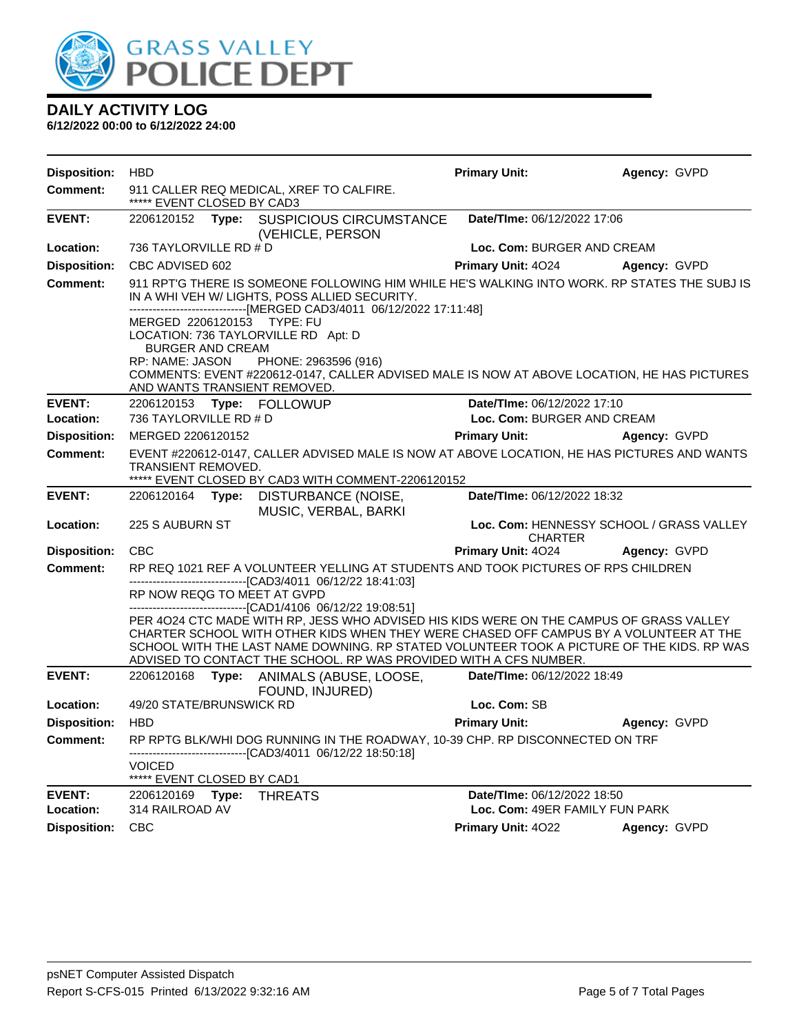# DAILY ACTIVITY LOG

**6/12/2022 00:00 to 6/12/2022 24:00**

**Disposition:** HBD **Primary Unit:** **Agency:** GVPD
**Comment:** 911 CALLER REQ MEDICAL, XREF TO CALFIRE.
***** EVENT CLOSED BY CAD3

---

**EVENT:** 2206120152 **Type:** SUSPICIOUS CIRCUMSTANCE (VEHICLE, PERSON **Date/TIme:** 06/12/2022 17:06
**Location:** 736 TAYLORVILLE RD # D **Loc. Com:** BURGER AND CREAM
**Disposition:** CBC ADVISED 602 **Primary Unit:** 4O24 **Agency:** GVPD
**Comment:** 911 RPT'G THERE IS SOMEONE FOLLOWING HIM WHILE HE'S WALKING INTO WORK. RP STATES THE SUBJ IS IN A WHI VEH W/ LIGHTS, POSS ALLIED SECURITY.
------------------------------[MERGED CAD3/4011 06/12/2022 17:11:48]
MERGED 2206120153 TYPE: FU
LOCATION: 736 TAYLORVILLE RD Apt: D
BURGER AND CREAM
RP: NAME: JASON PHONE: 2963596 (916)
COMMENTS: EVENT #220612-0147, CALLER ADVISED MALE IS NOW AT ABOVE LOCATION, HE HAS PICTURES AND WANTS TRANSIENT REMOVED.

---

**EVENT:** 2206120153 **Type:** FOLLOWUP **Date/TIme:** 06/12/2022 17:10
**Location:** 736 TAYLORVILLE RD # D **Loc. Com:** BURGER AND CREAM
**Disposition:** MERGED 2206120152 **Primary Unit:** **Agency:** GVPD
**Comment:** EVENT #220612-0147, CALLER ADVISED MALE IS NOW AT ABOVE LOCATION, HE HAS PICTURES AND WANTS TRANSIENT REMOVED.
***** EVENT CLOSED BY CAD3 WITH COMMENT-2206120152

---

**EVENT:** 2206120164 **Type:** DISTURBANCE (NOISE, MUSIC, VERBAL, BARKI **Date/TIme:** 06/12/2022 18:32
**Location:** 225 S AUBURN ST **Loc. Com:** HENNESSY SCHOOL / GRASS VALLEY CHARTER
**Disposition:** CBC **Primary Unit:** 4O24 **Agency:** GVPD
**Comment:** RP REQ 1021 REF A VOLUNTEER YELLING AT STUDENTS AND TOOK PICTURES OF RPS CHILDREN
------------------------------[CAD3/4011 06/12/22 18:41:03]
RP NOW REQG TO MEET AT GVPD
------------------------------[CAD1/4106 06/12/22 19:08:51]
PER 4O24 CTC MADE WITH RP, JESS WHO ADVISED HIS KIDS WERE ON THE CAMPUS OF GRASS VALLEY CHARTER SCHOOL WITH OTHER KIDS WHEN THEY WERE CHASED OFF CAMPUS BY A VOLUNTEER AT THE SCHOOL WITH THE LAST NAME DOWNING. RP STATED VOLUNTEER TOOK A PICTURE OF THE KIDS. RP WAS ADVISED TO CONTACT THE SCHOOL. RP WAS PROVIDED WITH A CFS NUMBER.

---

**EVENT:** 2206120168 **Type:** ANIMALS (ABUSE, LOOSE, FOUND, INJURED) **Date/TIme:** 06/12/2022 18:49
**Location:** 49/20 STATE/BRUNSWICK RD **Loc. Com:** SB
**Disposition:** HBD **Primary Unit:** **Agency:** GVPD
**Comment:** RP RPTG BLK/WHI DOG RUNNING IN THE ROADWAY, 10-39 CHP. RP DISCONNECTED ON TRF
------------------------------[CAD3/4011 06/12/22 18:50:18]
VOICED
***** EVENT CLOSED BY CAD1

---

**EVENT:** 2206120169 **Type:** THREATS **Date/TIme:** 06/12/2022 18:50
**Location:** 314 RAILROAD AV **Loc. Com:** 49ER FAMILY FUN PARK
**Disposition:** CBC **Primary Unit:** 4O22 **Agency:** GVPD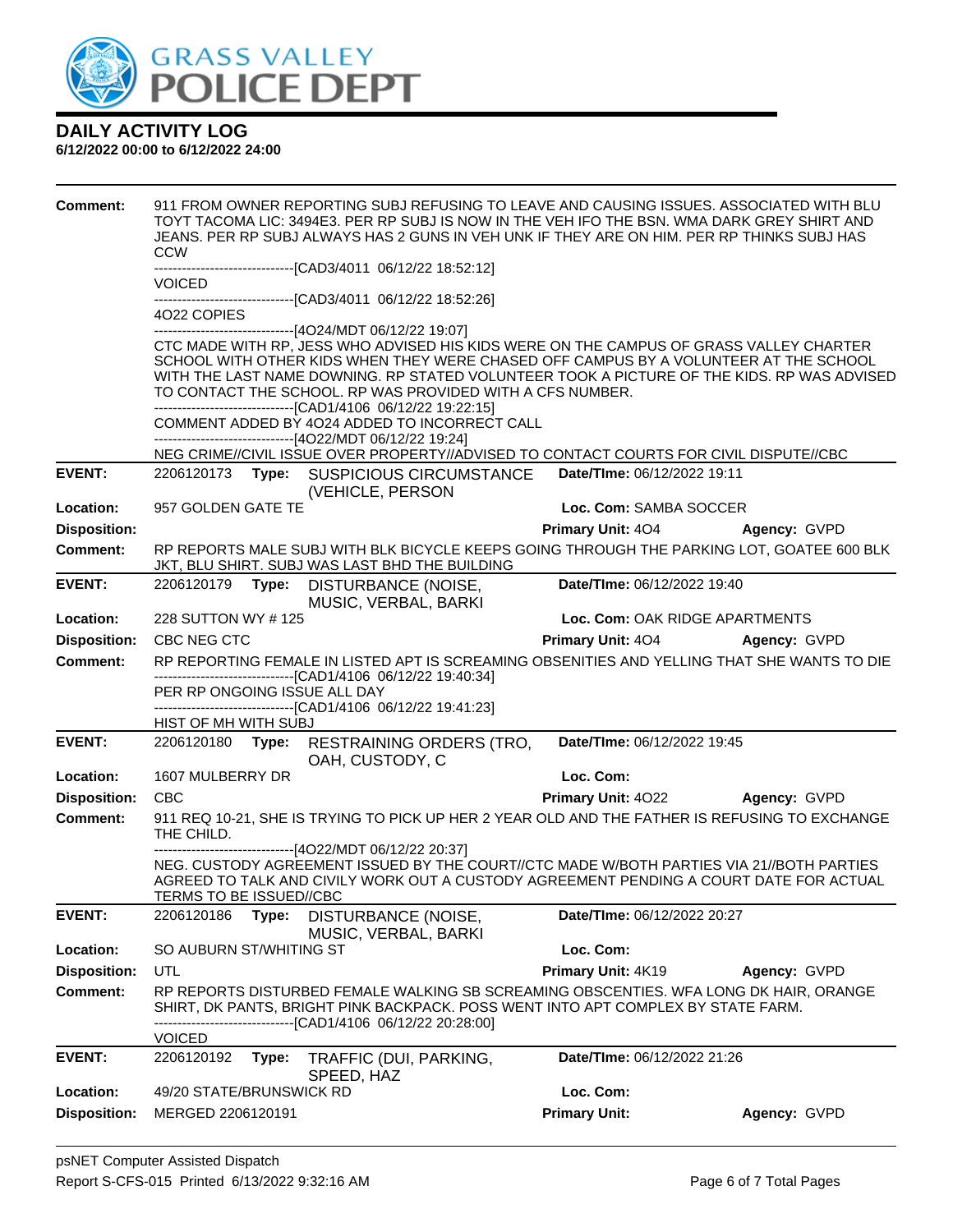# DAILY ACTIVITY LOG

**6/12/2022 00:00 to 6/12/2022 24:00**

**Comment:** 911 FROM OWNER REPORTING SUBJ REFUSING TO LEAVE AND CAUSING ISSUES. ASSOCIATED WITH BLU TOYT TACOMA LIC: 3494E3. PER RP SUBJ IS NOW IN THE VEH IFO THE BSN. WMA DARK GREY SHIRT AND JEANS. PER RP SUBJ ALWAYS HAS 2 GUNS IN VEH UNK IF THEY ARE ON HIM. PER RP THINKS SUBJ HAS CCW

------------------------------[CAD3/4011 06/12/22 18:52:12]

VOICED

------------------------------[CAD3/4011 06/12/22 18:52:26]

4O22 COPIES

------------------------------[4O24/MDT 06/12/22 19:07]

CTC MADE WITH RP, JESS WHO ADVISED HIS KIDS WERE ON THE CAMPUS OF GRASS VALLEY CHARTER SCHOOL WITH OTHER KIDS WHEN THEY WERE CHASED OFF CAMPUS BY A VOLUNTEER AT THE SCHOOL WITH THE LAST NAME DOWNING. RP STATED VOLUNTEER TOOK A PICTURE OF THE KIDS. RP WAS ADVISED TO CONTACT THE SCHOOL. RP WAS PROVIDED WITH A CFS NUMBER.

------------------------------[CAD1/4106 06/12/22 19:22:15]

COMMENT ADDED BY 4O24 ADDED TO INCORRECT CALL

------------------------------[4O22/MDT 06/12/22 19:24]

NEG CRIME//CIVIL ISSUE OVER PROPERTY//ADVISED TO CONTACT COURTS FOR CIVIL DISPUTE//CBC

---

**EVENT:** 2206120173 **Type:** SUSPICIOUS CIRCUMSTANCE (VEHICLE, PERSON **Date/TIme:** 06/12/2022 19:11

**Location:** 957 GOLDEN GATE TE **Loc. Com:** SAMBA SOCCER

**Disposition:** **Primary Unit:** 4O4 **Agency:** GVPD

**Comment:** RP REPORTS MALE SUBJ WITH BLK BICYCLE KEEPS GOING THROUGH THE PARKING LOT, GOATEE 600 BLK JKT, BLU SHIRT. SUBJ WAS LAST BHD THE BUILDING

---

**EVENT:** 2206120179 **Type:** DISTURBANCE (NOISE, MUSIC, VERBAL, BARKI **Date/TIme:** 06/12/2022 19:40

**Location:** 228 SUTTON WY # 125 **Loc. Com:** OAK RIDGE APARTMENTS

**Disposition:** CBC NEG CTC **Primary Unit:** 4O4 **Agency:** GVPD

**Comment:** RP REPORTING FEMALE IN LISTED APT IS SCREAMING OBSENITIES AND YELLING THAT SHE WANTS TO DIE

------------------------------[CAD1/4106 06/12/22 19:40:34]

PER RP ONGOING ISSUE ALL DAY

------------------------------[CAD1/4106 06/12/22 19:41:23]

HIST OF MH WITH SUBJ

---

**EVENT:** 2206120180 **Type:** RESTRAINING ORDERS (TRO, OAH, CUSTODY, C **Date/TIme:** 06/12/2022 19:45

**Location:** 1607 MULBERRY DR **Loc. Com:**

**Disposition:** CBC **Primary Unit:** 4O22 **Agency:** GVPD

**Comment:** 911 REQ 10-21, SHE IS TRYING TO PICK UP HER 2 YEAR OLD AND THE FATHER IS REFUSING TO EXCHANGE THE CHILD.

------------------------------[4O22/MDT 06/12/22 20:37]

NEG. CUSTODY AGREEMENT ISSUED BY THE COURT//CTC MADE W/BOTH PARTIES VIA 21//BOTH PARTIES AGREED TO TALK AND CIVILY WORK OUT A CUSTODY AGREEMENT PENDING A COURT DATE FOR ACTUAL TERMS TO BE ISSUED//CBC

---

**EVENT:** 2206120186 **Type:** DISTURBANCE (NOISE, MUSIC, VERBAL, BARKI **Date/TIme:** 06/12/2022 20:27

**Location:** SO AUBURN ST/WHITING ST **Loc. Com:**

**Disposition:** UTL **Primary Unit:** 4K19 **Agency:** GVPD

**Comment:** RP REPORTS DISTURBED FEMALE WALKING SB SCREAMING OBSCENTIES. WFA LONG DK HAIR, ORANGE SHIRT, DK PANTS, BRIGHT PINK BACKPACK. POSS WENT INTO APT COMPLEX BY STATE FARM.

------------------------------[CAD1/4106 06/12/22 20:28:00]

VOICED

---

**EVENT:** 2206120192 **Type:** TRAFFIC (DUI, PARKING, SPEED, HAZ **Date/TIme:** 06/12/2022 21:26

**Location:** 49/20 STATE/BRUNSWICK RD **Loc. Com:**

**Disposition:** MERGED 2206120191 **Primary Unit:** **Agency:** GVPD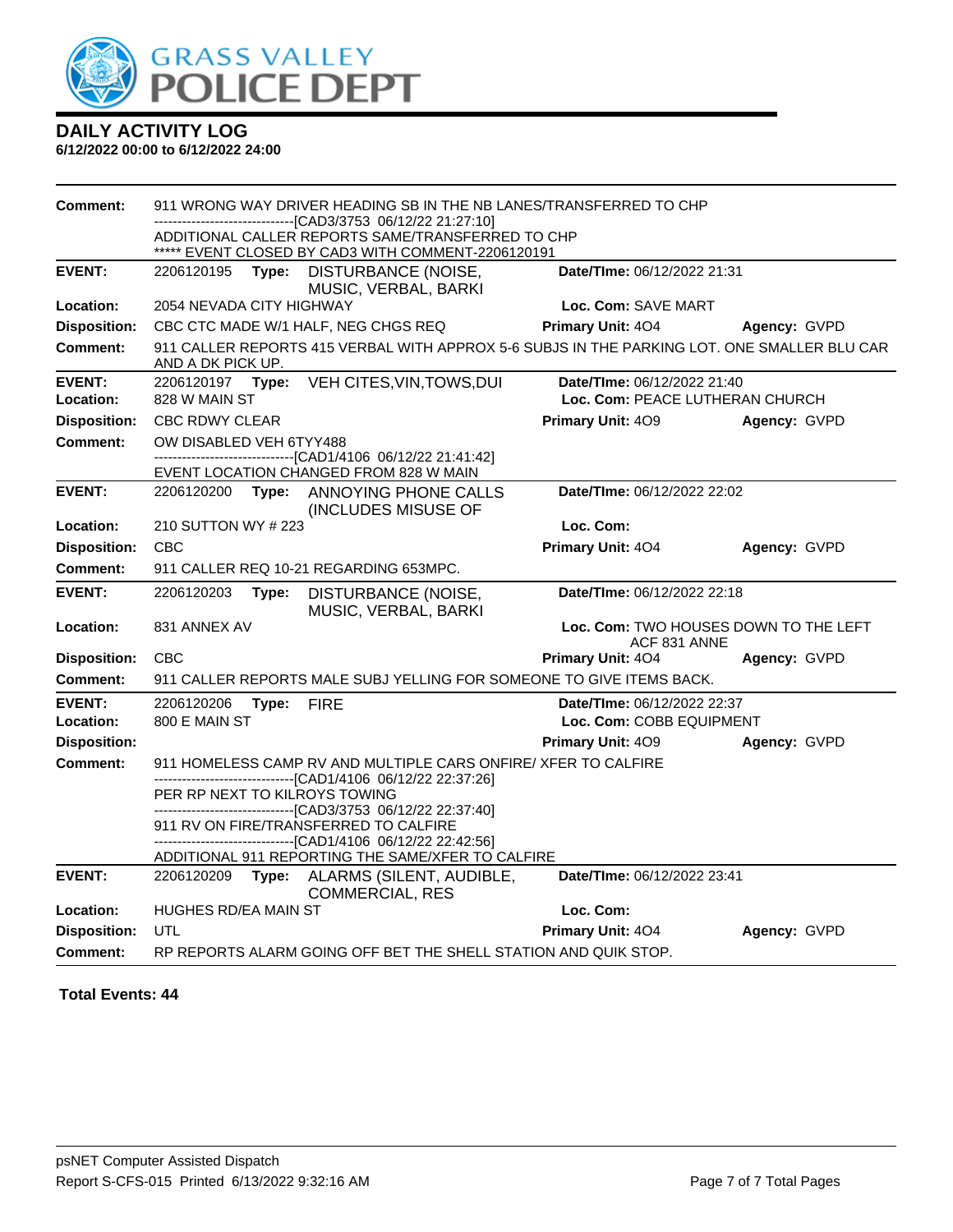# GRASS VALLEY POLICE DEPT

## DAILY ACTIVITY LOG

**6/12/2022 00:00 to 6/12/2022 24:00**

**Comment:** 911 WRONG WAY DRIVER HEADING SB IN THE NB LANES/TRANSFERRED TO CHP
------------------------------[CAD3/3753 06/12/22 21:27:10]
ADDITIONAL CALLER REPORTS SAME/TRANSFERRED TO CHP
***** EVENT CLOSED BY CAD3 WITH COMMENT-2206120191

---

**EVENT:** 2206120195 **Type:** DISTURBANCE (NOISE, MUSIC, VERBAL, BARKI **Date/TIme:** 06/12/2022 21:31
**Location:** 2054 NEVADA CITY HIGHWAY **Loc. Com:** SAVE MART
**Disposition:** CBC CTC MADE W/1 HALF, NEG CHGS REQ **Primary Unit:** 4O4 **Agency:** GVPD
**Comment:** 911 CALLER REPORTS 415 VERBAL WITH APPROX 5-6 SUBJS IN THE PARKING LOT. ONE SMALLER BLU CAR AND A DK PICK UP.

---

**EVENT:** 2206120197 **Type:** VEH CITES,VIN,TOWS,DUI **Date/TIme:** 06/12/2022 21:40
**Location:** 828 W MAIN ST **Loc. Com:** PEACE LUTHERAN CHURCH
**Disposition:** CBC RDWY CLEAR **Primary Unit:** 4O9 **Agency:** GVPD
**Comment:** OW DISABLED VEH 6TYY488
------------------------------[CAD1/4106 06/12/22 21:41:42]
EVENT LOCATION CHANGED FROM 828 W MAIN

---

**EVENT:** 2206120200 **Type:** ANNOYING PHONE CALLS (INCLUDES MISUSE OF **Date/TIme:** 06/12/2022 22:02
**Location:** 210 SUTTON WY # 223 **Loc. Com:**
**Disposition:** CBC **Primary Unit:** 4O4 **Agency:** GVPD
**Comment:** 911 CALLER REQ 10-21 REGARDING 653MPC.

---

**EVENT:** 2206120203 **Type:** DISTURBANCE (NOISE, MUSIC, VERBAL, BARKI **Date/TIme:** 06/12/2022 22:18
**Location:** 831 ANNEX AV **Loc. Com:** TWO HOUSES DOWN TO THE LEFT ACF 831 ANNE
**Disposition:** CBC **Primary Unit:** 4O4 **Agency:** GVPD
**Comment:** 911 CALLER REPORTS MALE SUBJ YELLING FOR SOMEONE TO GIVE ITEMS BACK.

---

**EVENT:** 2206120206 **Type:** FIRE **Date/TIme:** 06/12/2022 22:37
**Location:** 800 E MAIN ST **Loc. Com:** COBB EQUIPMENT
**Disposition:** **Primary Unit:** 4O9 **Agency:** GVPD
**Comment:** 911 HOMELESS CAMP RV AND MULTIPLE CARS ONFIRE/ XFER TO CALFIRE
------------------------------[CAD1/4106 06/12/22 22:37:26]
PER RP NEXT TO KILROYS TOWING
------------------------------[CAD3/3753 06/12/22 22:37:40]
911 RV ON FIRE/TRANSFERRED TO CALFIRE
------------------------------[CAD1/4106 06/12/22 22:42:56]
ADDITIONAL 911 REPORTING THE SAME/XFER TO CALFIRE

---

**EVENT:** 2206120209 **Type:** ALARMS (SILENT, AUDIBLE, COMMERCIAL, RES **Date/TIme:** 06/12/2022 23:41
**Location:** HUGHES RD/EA MAIN ST **Loc. Com:**
**Disposition:** UTL **Primary Unit:** 4O4 **Agency:** GVPD
**Comment:** RP REPORTS ALARM GOING OFF BET THE SHELL STATION AND QUIK STOP.

---

**Total Events: 44**

psNET Computer Assisted Dispatch
Report S-CFS-015 Printed 6/13/2022 9:32:16 AM